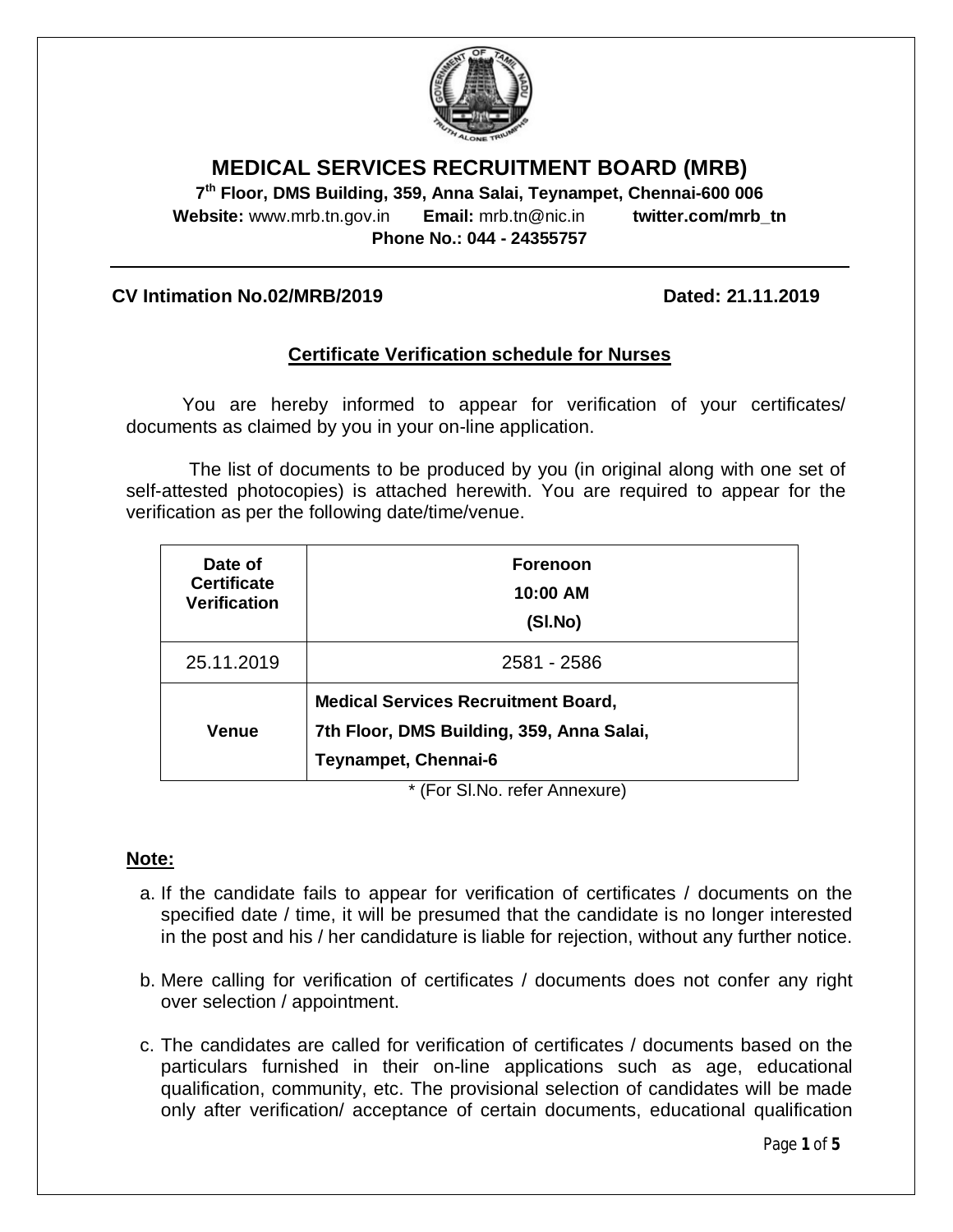# MEDICAL SERVICES RECRUITMENT BOARD (MRB)

**7th Floor, DMS Building, 359, Anna Salai, Teynampet, Chennai-600 006**

**Website:** www.mrb.tn.gov.in **Email:** mrb.tn@nic.in **twitter.com/mrb_tn**

**Phone No.: 044 - 24355757**

---

**CV Intimation No.02/MRB/2019** **Dated: 21.11.2019**

## Certificate Verification schedule for Nurses

You are hereby informed to appear for verification of your certificates/ documents as claimed by you in your on-line application.

The list of documents to be produced by you (in original along with one set of self-attested photocopies) is attached herewith. You are required to appear for the verification as per the following date/time/venue.

| **Date of Certificate Verification** | **Forenoon 10:00 AM (Sl.No)** |
|---|---|
| 25.11.2019 | 2581 - 2586 |
| **Venue** | **Medical Services Recruitment Board, 7th Floor, DMS Building, 359, Anna Salai, Teynampet, Chennai-6** |

* (For Sl.No. refer Annexure)

**Note:**

a. If the candidate fails to appear for verification of certificates / documents on the specified date / time, it will be presumed that the candidate is no longer interested in the post and his / her candidature is liable for rejection, without any further notice.

b. Mere calling for verification of certificates / documents does not confer any right over selection / appointment.

c. The candidates are called for verification of certificates / documents based on the particulars furnished in their on-line applications such as age, educational qualification, community, etc. The provisional selection of candidates will be made only after verification/ acceptance of certain documents, educational qualification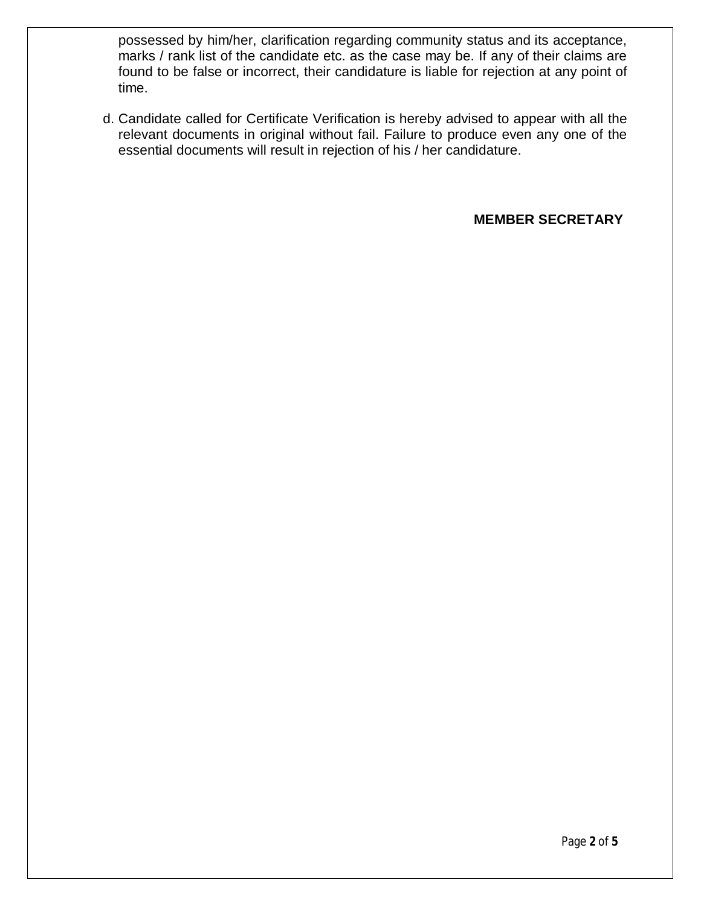possessed by him/her, clarification regarding community status and its acceptance, marks / rank list of the candidate etc. as the case may be. If any of their claims are found to be false or incorrect, their candidature is liable for rejection at any point of time.

d. Candidate called for Certificate Verification is hereby advised to appear with all the relevant documents in original without fail. Failure to produce even any one of the essential documents will result in rejection of his / her candidature.

**MEMBER SECRETARY**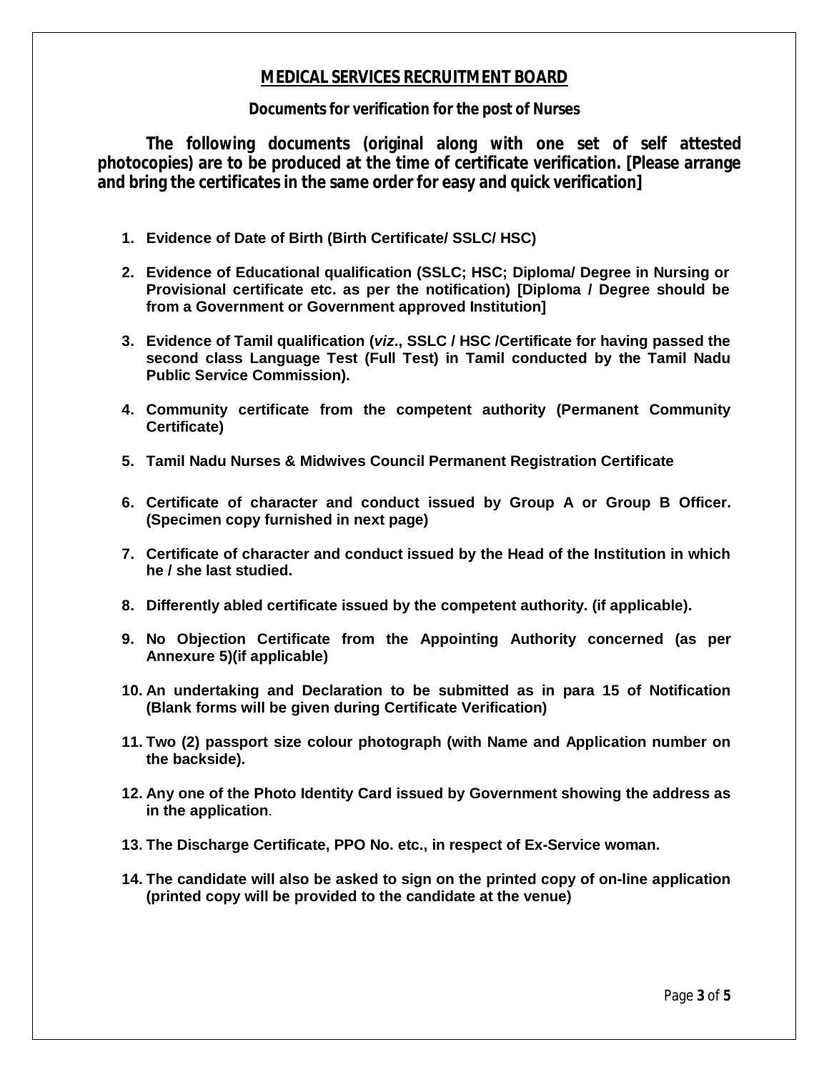# MEDICAL SERVICES RECRUITMENT BOARD

## Documents for verification for the post of Nurses

**The following documents (original along with one set of self attested photocopies) are to be produced at the time of certificate verification. [Please arrange and bring the certificates in the same order for easy and quick verification]**

1. **Evidence of Date of Birth (Birth Certificate/ SSLC/ HSC)**
2. **Evidence of Educational qualification (SSLC; HSC; Diploma/ Degree in Nursing or Provisional certificate etc. as per the notification) [Diploma / Degree should be from a Government or Government approved Institution]**
3. **Evidence of Tamil qualification (*viz*., SSLC / HSC /Certificate for having passed the second class Language Test (Full Test) in Tamil conducted by the Tamil Nadu Public Service Commission).**
4. **Community certificate from the competent authority (Permanent Community Certificate)**
5. **Tamil Nadu Nurses & Midwives Council Permanent Registration Certificate**
6. **Certificate of character and conduct issued by Group A or Group B Officer. (Specimen copy furnished in next page)**
7. **Certificate of character and conduct issued by the Head of the Institution in which he / she last studied.**
8. **Differently abled certificate issued by the competent authority. (if applicable).**
9. **No Objection Certificate from the Appointing Authority concerned (as per Annexure 5)(if applicable)**
10. **An undertaking and Declaration to be submitted as in para 15 of Notification (Blank forms will be given during Certificate Verification)**
11. **Two (2) passport size colour photograph (with Name and Application number on the backside).**
12. **Any one of the Photo Identity Card issued by Government showing the address as in the application**.
13. **The Discharge Certificate, PPO No. etc., in respect of Ex-Service woman.**
14. **The candidate will also be asked to sign on the printed copy of on-line application (printed copy will be provided to the candidate at the venue)**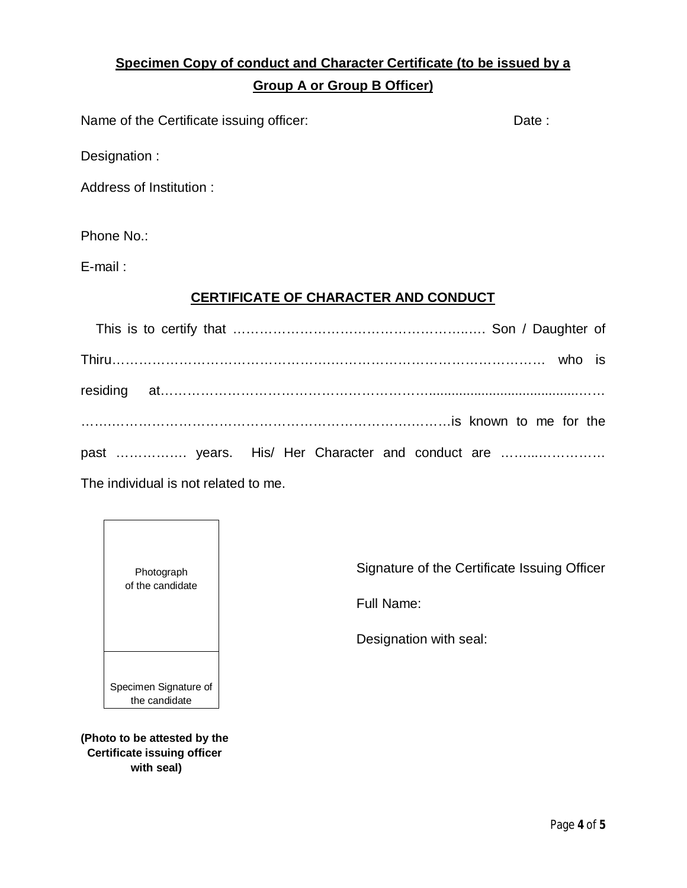## Specimen Copy of conduct and Character Certificate (to be issued by a Group A or Group B Officer)

Name of the Certificate issuing officer: Date :

Designation :

Address of Institution :

Phone No.:

E-mail :

### CERTIFICATE OF CHARACTER AND CONDUCT

This is to certify that ……………………………………………………. Son / Daughter of Thiru………………………………………………………………………………………. who is residing at…………………………………………………………......................................……… …………………………………………………………………………is known to me for the past ……………. years. His/ Her Character and conduct are ……...…………… The individual is not related to me.

| Photograph of the candidate |
|---|
| Specimen Signature of the candidate |

**(Photo to be attested by the Certificate issuing officer with seal)**

Signature of the Certificate Issuing Officer

Full Name:

Designation with seal: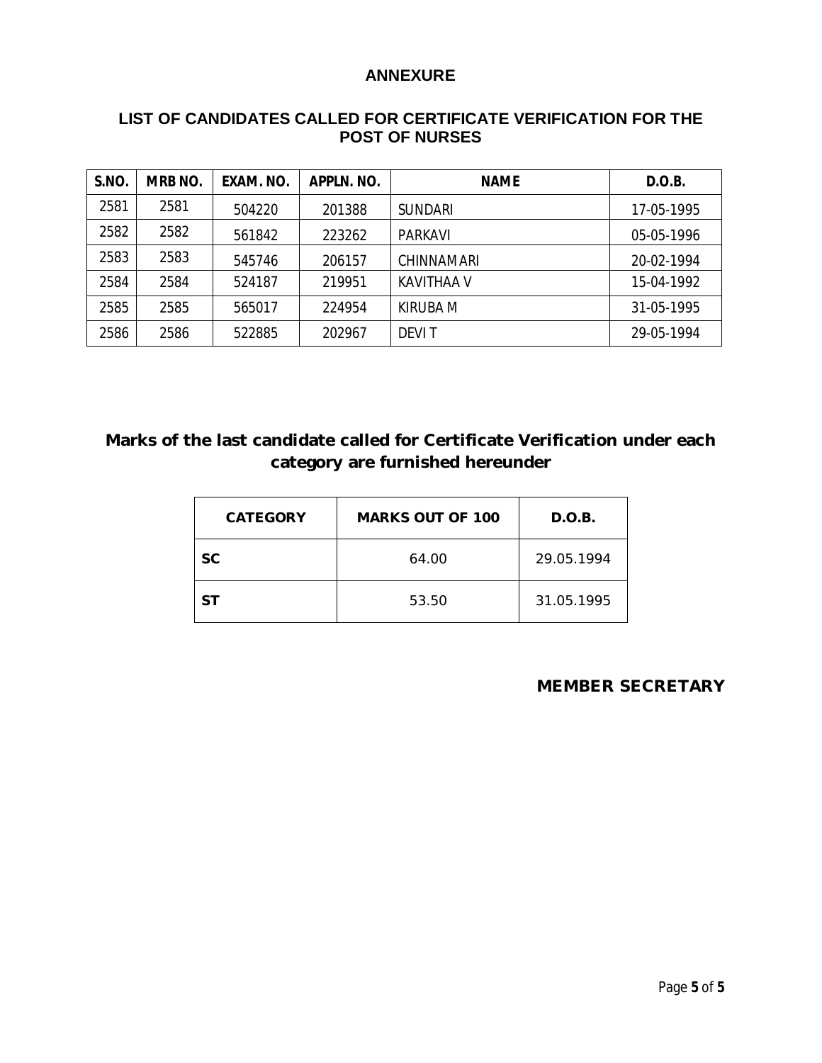## ANNEXURE

## LIST OF CANDIDATES CALLED FOR CERTIFICATE VERIFICATION FOR THE POST OF NURSES

| S.NO. | MRB NO. | EXAM. NO. | APPLN. NO. | NAME | D.O.B. |
|---|---|---|---|---|---|
| 2581 | 2581 | 504220 | 201388 | SUNDARI | 17-05-1995 |
| 2582 | 2582 | 561842 | 223262 | PARKAVI | 05-05-1996 |
| 2583 | 2583 | 545746 | 206157 | CHINNAMARI | 20-02-1994 |
| 2584 | 2584 | 524187 | 219951 | KAVITHAA V | 15-04-1992 |
| 2585 | 2585 | 565017 | 224954 | KIRUBA M | 31-05-1995 |
| 2586 | 2586 | 522885 | 202967 | DEVI T | 29-05-1994 |

### Marks of the last candidate called for Certificate Verification under each category are furnished hereunder

| CATEGORY | MARKS OUT OF 100 | D.O.B. |
|---|---|---|
| **SC** | 64.00 | 29.05.1994 |
| **ST** | 53.50 | 31.05.1995 |

**MEMBER SECRETARY**